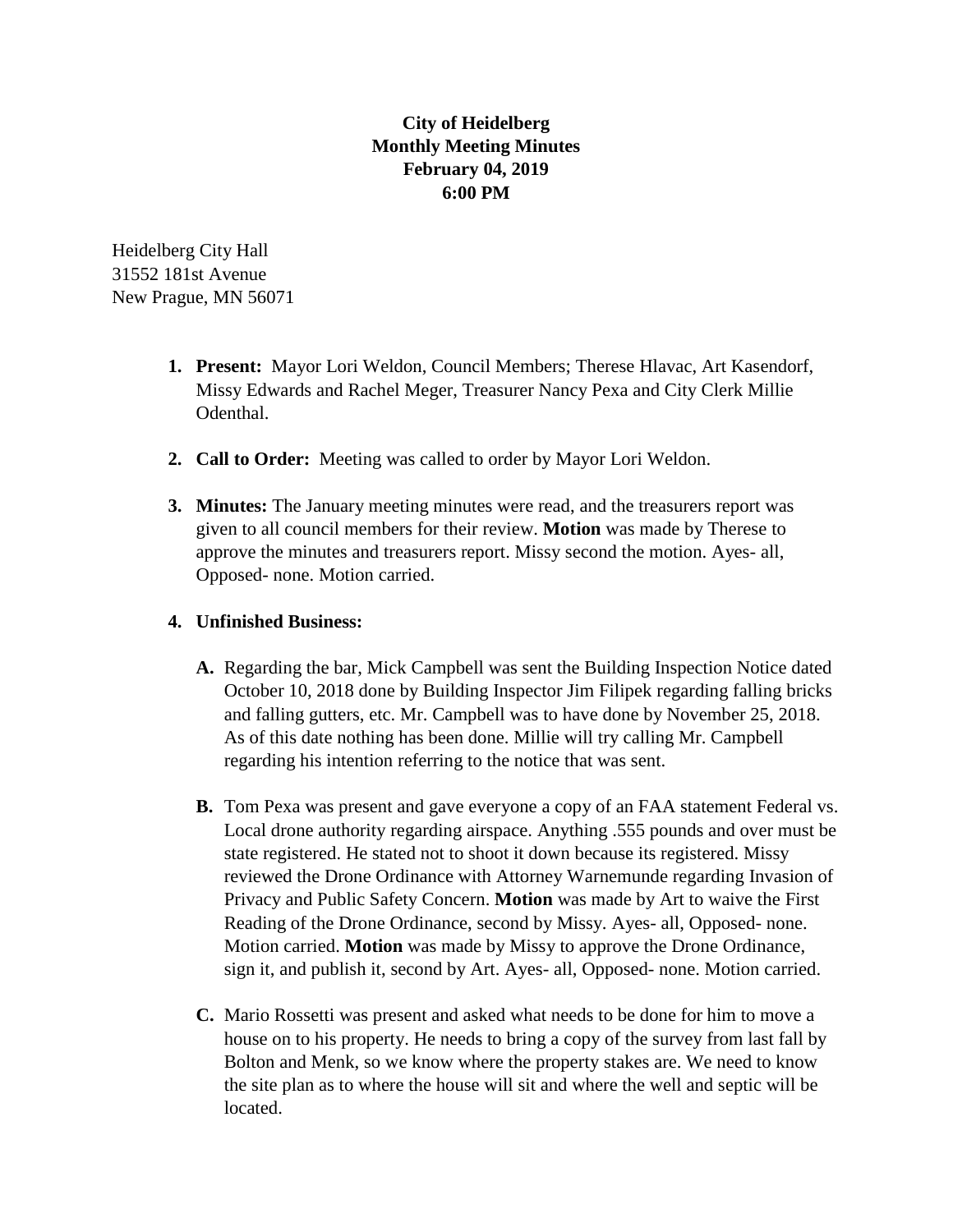**City of Heidelberg**
**Monthly Meeting Minutes**
**February 04, 2019**
**6:00 PM**

Heidelberg City Hall
31552 181st Avenue
New Prague, MN 56071

1. **Present:** Mayor Lori Weldon, Council Members; Therese Hlavac, Art Kasendorf, Missy Edwards and Rachel Meger, Treasurer Nancy Pexa and City Clerk Millie Odenthal.

2. **Call to Order:** Meeting was called to order by Mayor Lori Weldon.

3. **Minutes:** The January meeting minutes were read, and the treasurers report was given to all council members for their review. **Motion** was made by Therese to approve the minutes and treasurers report. Missy second the motion. Ayes- all, Opposed- none. Motion carried.

4. **Unfinished Business:**

   A. Regarding the bar, Mick Campbell was sent the Building Inspection Notice dated October 10, 2018 done by Building Inspector Jim Filipek regarding falling bricks and falling gutters, etc. Mr. Campbell was to have done by November 25, 2018. As of this date nothing has been done. Millie will try calling Mr. Campbell regarding his intention referring to the notice that was sent.

   B. Tom Pexa was present and gave everyone a copy of an FAA statement Federal vs. Local drone authority regarding airspace. Anything .555 pounds and over must be state registered. He stated not to shoot it down because its registered. Missy reviewed the Drone Ordinance with Attorney Warnemunde regarding Invasion of Privacy and Public Safety Concern. **Motion** was made by Art to waive the First Reading of the Drone Ordinance, second by Missy. Ayes- all, Opposed- none. Motion carried. **Motion** was made by Missy to approve the Drone Ordinance, sign it, and publish it, second by Art. Ayes- all, Opposed- none. Motion carried.

   C. Mario Rossetti was present and asked what needs to be done for him to move a house on to his property. He needs to bring a copy of the survey from last fall by Bolton and Menk, so we know where the property stakes are. We need to know the site plan as to where the house will sit and where the well and septic will be located.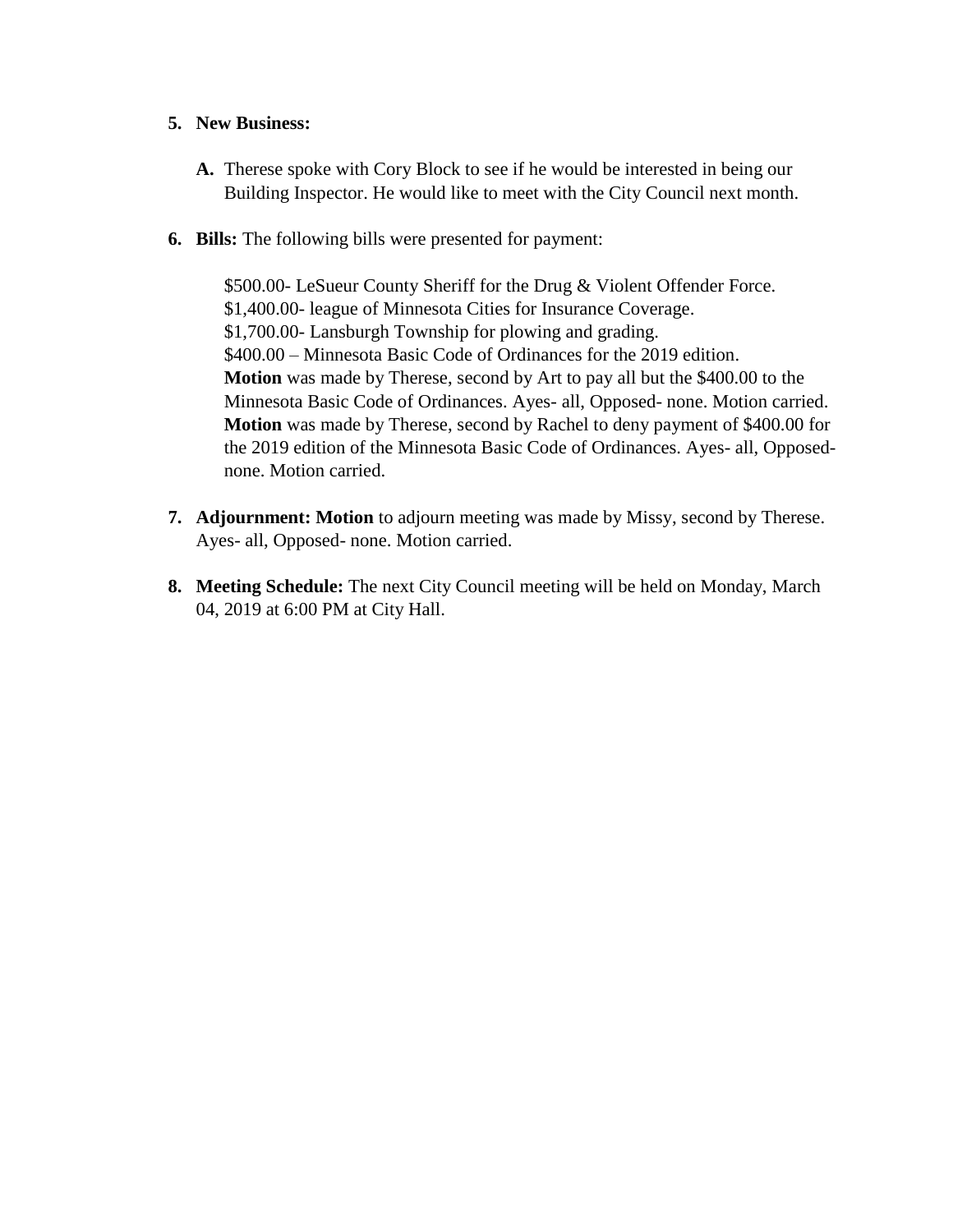5. **New Business:**

   A. Therese spoke with Cory Block to see if he would be interested in being our Building Inspector. He would like to meet with the City Council next month.

6. **Bills:** The following bills were presented for payment:

   $500.00- LeSueur County Sheriff for the Drug & Violent Offender Force.
   $1,400.00- league of Minnesota Cities for Insurance Coverage.
   $1,700.00- Lansburgh Township for plowing and grading.
   $400.00 – Minnesota Basic Code of Ordinances for the 2019 edition.
   **Motion** was made by Therese, second by Art to pay all but the $400.00 to the Minnesota Basic Code of Ordinances. Ayes- all, Opposed- none. Motion carried.
   **Motion** was made by Therese, second by Rachel to deny payment of $400.00 for the 2019 edition of the Minnesota Basic Code of Ordinances. Ayes- all, Opposed- none. Motion carried.

7. **Adjournment: Motion** to adjourn meeting was made by Missy, second by Therese. Ayes- all, Opposed- none. Motion carried.

8. **Meeting Schedule:** The next City Council meeting will be held on Monday, March 04, 2019 at 6:00 PM at City Hall.